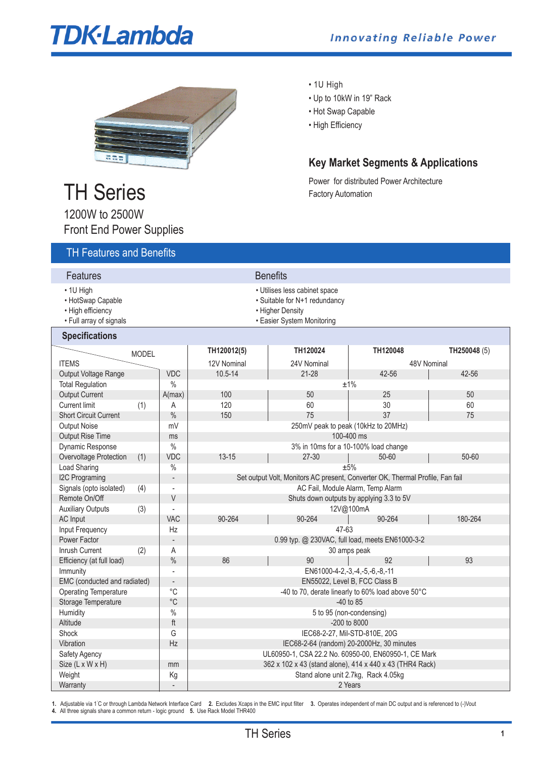TDK·Lambda

*Innovating Reliable Power*

- 1U High
- Up to 10kW in 19" Rack
- Hot Swap Capable
- High Efficiency

## Key Market Segments & Applications

Power for distributed Power Architecture

Factory Automation

# TH Series

1200W to 2500W

Front End Power Supplies

## TH Features and Benefits

| Features | Benefits |
|---|---|
| • 1U High | • Utilises less cabinet space |
| • HotSwap Capable | • Suitable for N+1 redundancy |
| • High efficiency | • Higher Density |
| • Full array of signals | • Easier System Monitoring |

## Specifications

| ITEMS / MODEL | | | TH120012(5) | TH120024 | TH120048 | TH250048 (5) |
|---|---|---|---|---|---|---|
| | | | 12V Nominal | 24V Nominal | 48V Nominal | |
| Output Voltage Range | | VDC | 10.5-14 | 21-28 | 42-56 | 42-56 |
| Total Regulation | | % | ±1% | | | |
| Output Current | | A(max) | 100 | 50 | 25 | 50 |
| Current limit | (1) | A | 120 | 60 | 30 | 60 |
| Short Circuit Current | | % | 150 | 75 | 37 | 75 |
| Output Noise | | mV | 250mV peak to peak (10kHz to 20MHz) | | | |
| Output Rise Time | | ms | 100-400 ms | | | |
| Dynamic Response | | % | 3% in 10ms for a 10-100% load change | | | |
| Overvoltage Protection | (1) | VDC | 13-15 | 27-30 | 50-60 | 50-60 |
| Load Sharing | | % | ±5% | | | |
| I2C Programing | | - | Set output Volt, Monitors AC present, Converter OK, Thermal Profile, Fan fail | | | |
| Signals (opto isolated) | (4) | - | AC Fail, Module Alarm, Temp Alarm | | | |
| Remote On/Off | | V | Shuts down outputs by applying 3.3 to 5V | | | |
| Auxiliary Outputs | (3) | - | 12V@100mA | | | |
| AC Input | | VAC | 90-264 | 90-264 | 90-264 | 180-264 |
| Input Frequency | | Hz | 47-63 | | | |
| Power Factor | | - | 0.99 typ. @ 230VAC, full load, meets EN61000-3-2 | | | |
| Inrush Current | (2) | A | 30 amps peak | | | |
| Efficiency (at full load) | | % | 86 | 90 | 92 | 93 |
| Immunity | | - | EN61000-4-2,-3,-4,-5,-6,-8,-11 | | | |
| EMC (conducted and radiated) | | - | EN55022, Level B, FCC Class B | | | |
| Operating Temperature | | °C | -40 to 70, derate linearly to 60% load above 50°C | | | |
| Storage Temperature | | °C | -40 to 85 | | | |
| Humidity | | % | 5 to 95 (non-condensing) | | | |
| Altitude | | ft | -200 to 8000 | | | |
| Shock | | G | IEC68-2-27, Mil-STD-810E, 20G | | | |
| Vibration | | Hz | IEC68-2-64 (random) 20-2000Hz, 30 minutes | | | |
| Safety Agency | | | UL60950-1, CSA 22.2 No. 60950-00, EN60950-1, CE Mark | | | |
| Size (L x W x H) | | mm | 362 x 102 x 43 (stand alone), 414 x 440 x 43 (THR4 Rack) | | | |
| Weight | | Kg | Stand alone unit 2.7kg, Rack 4.05kg | | | |
| Warranty | | - | 2 Years | | | |

**1.** Adjustable via I´C or through Lambda Network Interface Card **2.** Excludes Xcaps in the EMC input filter **3.** Operates independent of main DC output and is referenced to (-)Vout
**4.** All three signals share a common return - logic ground **5.** Use Rack Model THR400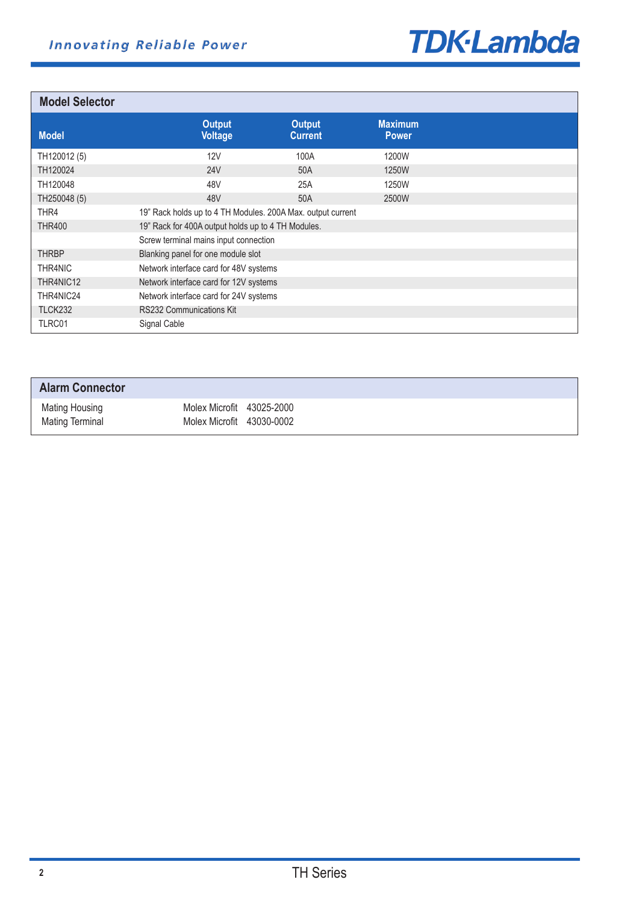## Model Selector

| Model | Output Voltage | Output Current | Maximum Power |
|---|---|---|---|
| TH120012 (5) | 12V | 100A | 1200W |
| TH120024 | 24V | 50A | 1250W |
| TH120048 | 48V | 25A | 1250W |
| TH250048 (5) | 48V | 50A | 2500W |
| THR4 | 19" Rack holds up to 4 TH Modules. 200A Max. output current | | |
| THR400 | 19" Rack for 400A output holds up to 4 TH Modules. | | |
| | Screw terminal mains input connection | | |
| THRBP | Blanking panel for one module slot | | |
| THR4NIC | Network interface card for 48V systems | | |
| THR4NIC12 | Network interface card for 12V systems | | |
| THR4NIC24 | Network interface card for 24V systems | | |
| TLCK232 | RS232 Communications Kit | | |
| TLRC01 | Signal Cable | | |

## Alarm Connector

| | |
|---|---|
| Mating Housing | Molex Microfit 43025-2000 |
| Mating Terminal | Molex Microfit 43030-0002 |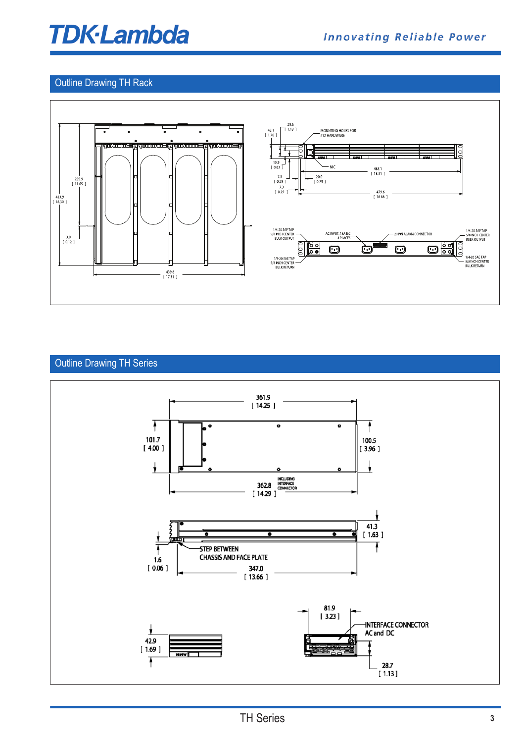## Outline Drawing TH Rack

295.9
[ 11.65 ]

413.9
[ 16.30 ]

3.0
[ 0.12 ]

439.6
[ 17.31 ]

43.1
[ 1.70 ]

28.6
[ 1.13 ]

MOUNTING HOLES FOR
#12 HARDWARE

15.9
[ 0.63 ]

N/C

7.3
[ 0.29 ]

7.3
[ 0.29 ]

20.0
[ 0.79 ]

465.1
[ 18.31 ]

479.6
[ 18.88 ]

1/4-20 SAE TAP
5/8 INCH CENTER
BULK OUTPUT

AC INPUT, 15A IEC
4 PLACES

20 PIN ALARM CONNECTOR

1/4-20 SAE TAP
5/8 INCH CENTER
BULK OUTPUT

1/4-20 SAE TAP
5/8 INCH CENTER
BULK RETURN

1/4-20 SAE TAP
5/8 INCH CENTER
BULK RETURN

## Outline Drawing TH Series

361.9
[ 14.25 ]

101.7
[ 4.00 ]

100.5
[ 3.96 ]

362.8
[ 14.29 ]
INCLUDING
INTERFACE
CONNECTOR

41.3
[ 1.63 ]

1.6
[ 0.06 ]

STEP BETWEEN
CHASSIS AND FACE PLATE

347.0
[ 13.66 ]

42.9
[ 1.69 ]

81.9
[ 3.23 ]

INTERFACE CONNECTOR
AC and DC

28.7
[ 1.13 ]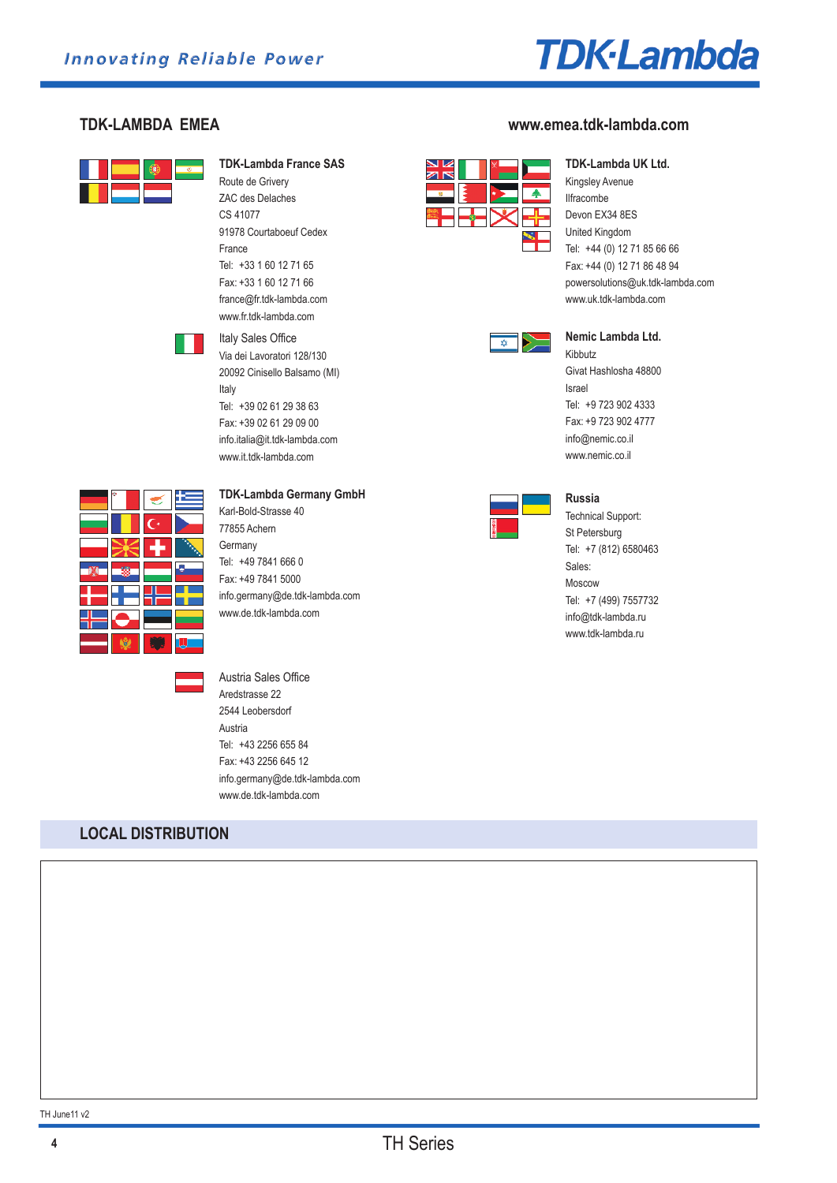## TDK-LAMBDA EMEA

www.emea.tdk-lambda.com

**TDK-Lambda France SAS**
Route de Grivery
ZAC des Delaches
CS 41077
91978 Courtaboeuf Cedex
France
Tel: +33 1 60 12 71 65
Fax: +33 1 60 12 71 66
france@fr.tdk-lambda.com
www.fr.tdk-lambda.com

Italy Sales Office
Via dei Lavoratori 128/130
20092 Cinisello Balsamo (MI)
Italy
Tel: +39 02 61 29 38 63
Fax: +39 02 61 29 09 00
info.italia@it.tdk-lambda.com
www.it.tdk-lambda.com

**TDK-Lambda Germany GmbH**
Karl-Bold-Strasse 40
77855 Achern
Germany
Tel: +49 7841 666 0
Fax: +49 7841 5000
info.germany@de.tdk-lambda.com
www.de.tdk-lambda.com

Austria Sales Office
Aredstrasse 22
2544 Leobersdorf
Austria
Tel: +43 2256 655 84
Fax: +43 2256 645 12
info.germany@de.tdk-lambda.com
www.de.tdk-lambda.com

**TDK-Lambda UK Ltd.**
Kingsley Avenue
Ilfracombe
Devon EX34 8ES
United Kingdom
Tel: +44 (0) 12 71 85 66 66
Fax: +44 (0) 12 71 86 48 94
powersolutions@uk.tdk-lambda.com
www.uk.tdk-lambda.com

**Nemic Lambda Ltd.**
Kibbutz
Givat Hashlosha 48800
Israel
Tel: +9 723 902 4333
Fax: +9 723 902 4777
info@nemic.co.il
www.nemic.co.il

**Russia**
Technical Support:
St Petersburg
Tel: +7 (812) 6580463
Sales:
Moscow
Tel: +7 (499) 7557732
info@tdk-lambda.ru
www.tdk-lambda.ru

## LOCAL DISTRIBUTION

TH June11 v2